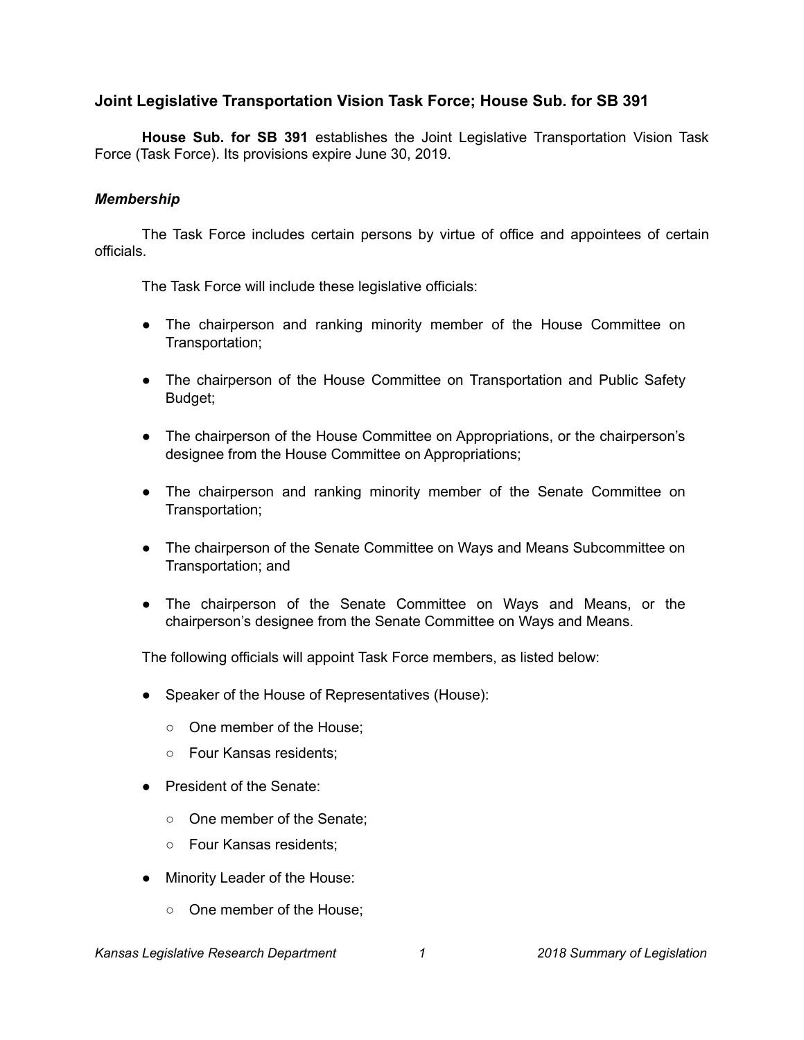## Joint Legislative Transportation Vision Task Force; House Sub. for SB 391

**House Sub. for SB 391** establishes the Joint Legislative Transportation Vision Task Force (Task Force). Its provisions expire June 30, 2019.

### *Membership*

The Task Force includes certain persons by virtue of office and appointees of certain officials.

The Task Force will include these legislative officials:

- The chairperson and ranking minority member of the House Committee on Transportation;
- The chairperson of the House Committee on Transportation and Public Safety Budget;
- The chairperson of the House Committee on Appropriations, or the chairperson's designee from the House Committee on Appropriations;
- The chairperson and ranking minority member of the Senate Committee on Transportation;
- The chairperson of the Senate Committee on Ways and Means Subcommittee on Transportation; and
- The chairperson of the Senate Committee on Ways and Means, or the chairperson's designee from the Senate Committee on Ways and Means.

The following officials will appoint Task Force members, as listed below:

- Speaker of the House of Representatives (House):
  - One member of the House;
  - Four Kansas residents;
- President of the Senate:
  - One member of the Senate;
  - Four Kansas residents;
- Minority Leader of the House:
  - One member of the House;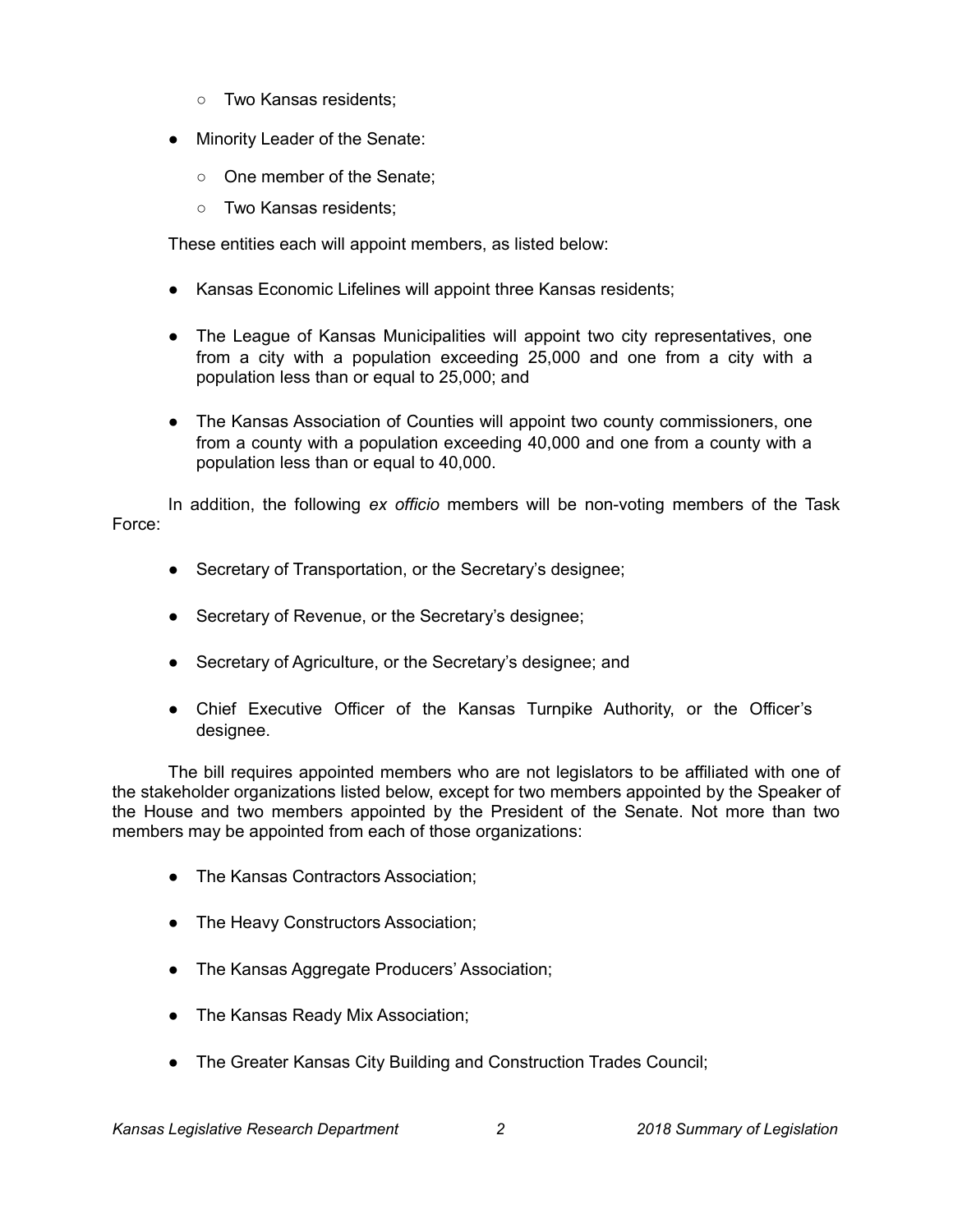- Two Kansas residents;

- Minority Leader of the Senate:
    - One member of the Senate;
    - Two Kansas residents;

These entities each will appoint members, as listed below:

- Kansas Economic Lifelines will appoint three Kansas residents;
- The League of Kansas Municipalities will appoint two city representatives, one from a city with a population exceeding 25,000 and one from a city with a population less than or equal to 25,000; and
- The Kansas Association of Counties will appoint two county commissioners, one from a county with a population exceeding 40,000 and one from a county with a population less than or equal to 40,000.

In addition, the following *ex officio* members will be non-voting members of the Task Force:

- Secretary of Transportation, or the Secretary's designee;
- Secretary of Revenue, or the Secretary's designee;
- Secretary of Agriculture, or the Secretary's designee; and
- Chief Executive Officer of the Kansas Turnpike Authority, or the Officer's designee.

The bill requires appointed members who are not legislators to be affiliated with one of the stakeholder organizations listed below, except for two members appointed by the Speaker of the House and two members appointed by the President of the Senate. Not more than two members may be appointed from each of those organizations:

- The Kansas Contractors Association;
- The Heavy Constructors Association;
- The Kansas Aggregate Producers' Association;
- The Kansas Ready Mix Association;
- The Greater Kansas City Building and Construction Trades Council;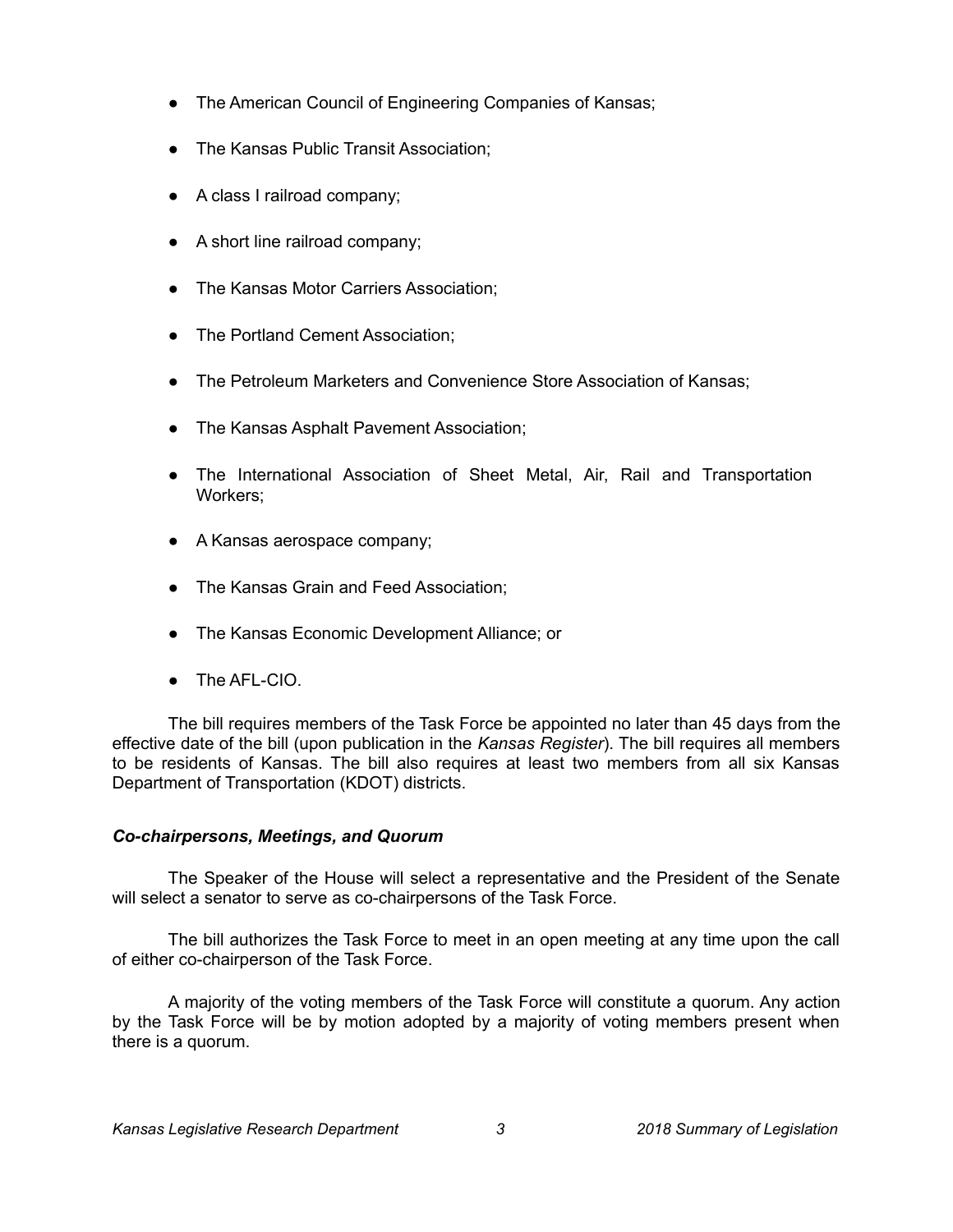- The American Council of Engineering Companies of Kansas;
- The Kansas Public Transit Association;
- A class I railroad company;
- A short line railroad company;
- The Kansas Motor Carriers Association;
- The Portland Cement Association;
- The Petroleum Marketers and Convenience Store Association of Kansas;
- The Kansas Asphalt Pavement Association;
- The International Association of Sheet Metal, Air, Rail and Transportation Workers;
- A Kansas aerospace company;
- The Kansas Grain and Feed Association;
- The Kansas Economic Development Alliance; or
- The AFL-CIO.

The bill requires members of the Task Force be appointed no later than 45 days from the effective date of the bill (upon publication in the *Kansas Register*). The bill requires all members to be residents of Kansas. The bill also requires at least two members from all six Kansas Department of Transportation (KDOT) districts.

### *Co-chairpersons, Meetings, and Quorum*

The Speaker of the House will select a representative and the President of the Senate will select a senator to serve as co-chairpersons of the Task Force.

The bill authorizes the Task Force to meet in an open meeting at any time upon the call of either co-chairperson of the Task Force.

A majority of the voting members of the Task Force will constitute a quorum. Any action by the Task Force will be by motion adopted by a majority of voting members present when there is a quorum.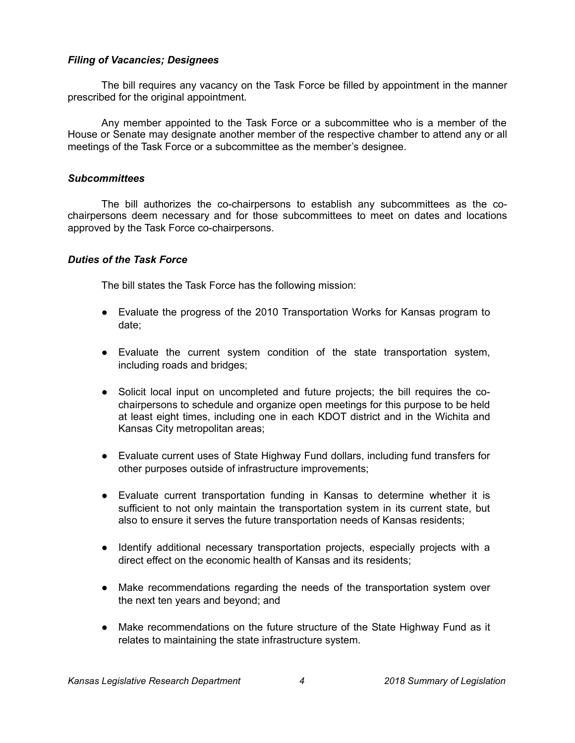***Filing of Vacancies; Designees***

The bill requires any vacancy on the Task Force be filled by appointment in the manner prescribed for the original appointment.

Any member appointed to the Task Force or a subcommittee who is a member of the House or Senate may designate another member of the respective chamber to attend any or all meetings of the Task Force or a subcommittee as the member's designee.

***Subcommittees***

The bill authorizes the co-chairpersons to establish any subcommittees as the co-chairpersons deem necessary and for those subcommittees to meet on dates and locations approved by the Task Force co-chairpersons.

***Duties of the Task Force***

The bill states the Task Force has the following mission:

- Evaluate the progress of the 2010 Transportation Works for Kansas program to date;
- Evaluate the current system condition of the state transportation system, including roads and bridges;
- Solicit local input on uncompleted and future projects; the bill requires the co-chairpersons to schedule and organize open meetings for this purpose to be held at least eight times, including one in each KDOT district and in the Wichita and Kansas City metropolitan areas;
- Evaluate current uses of State Highway Fund dollars, including fund transfers for other purposes outside of infrastructure improvements;
- Evaluate current transportation funding in Kansas to determine whether it is sufficient to not only maintain the transportation system in its current state, but also to ensure it serves the future transportation needs of Kansas residents;
- Identify additional necessary transportation projects, especially projects with a direct effect on the economic health of Kansas and its residents;
- Make recommendations regarding the needs of the transportation system over the next ten years and beyond; and
- Make recommendations on the future structure of the State Highway Fund as it relates to maintaining the state infrastructure system.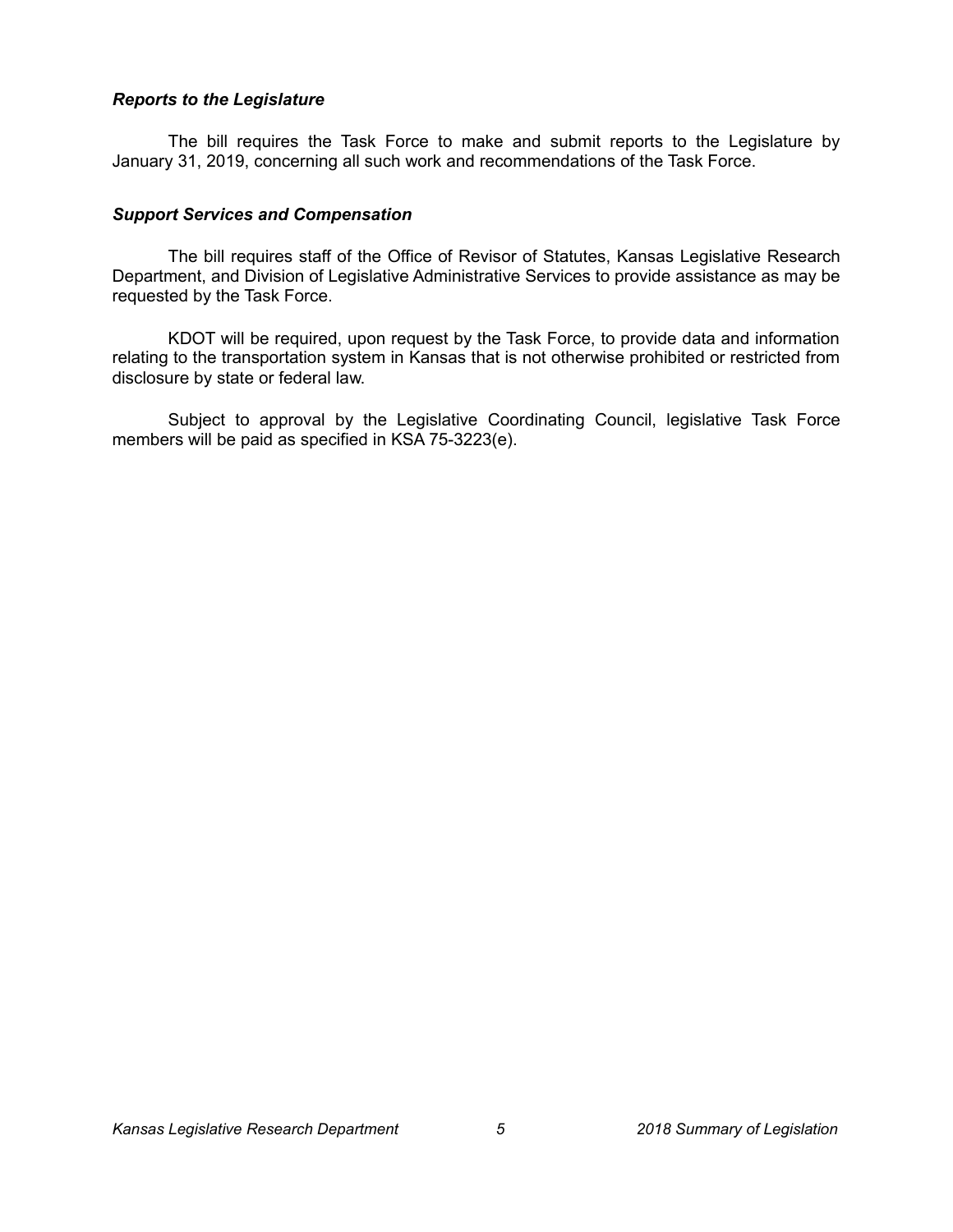### *Reports to the Legislature*

The bill requires the Task Force to make and submit reports to the Legislature by January 31, 2019, concerning all such work and recommendations of the Task Force.

### *Support Services and Compensation*

The bill requires staff of the Office of Revisor of Statutes, Kansas Legislative Research Department, and Division of Legislative Administrative Services to provide assistance as may be requested by the Task Force.

KDOT will be required, upon request by the Task Force, to provide data and information relating to the transportation system in Kansas that is not otherwise prohibited or restricted from disclosure by state or federal law.

Subject to approval by the Legislative Coordinating Council, legislative Task Force members will be paid as specified in KSA 75-3223(e).